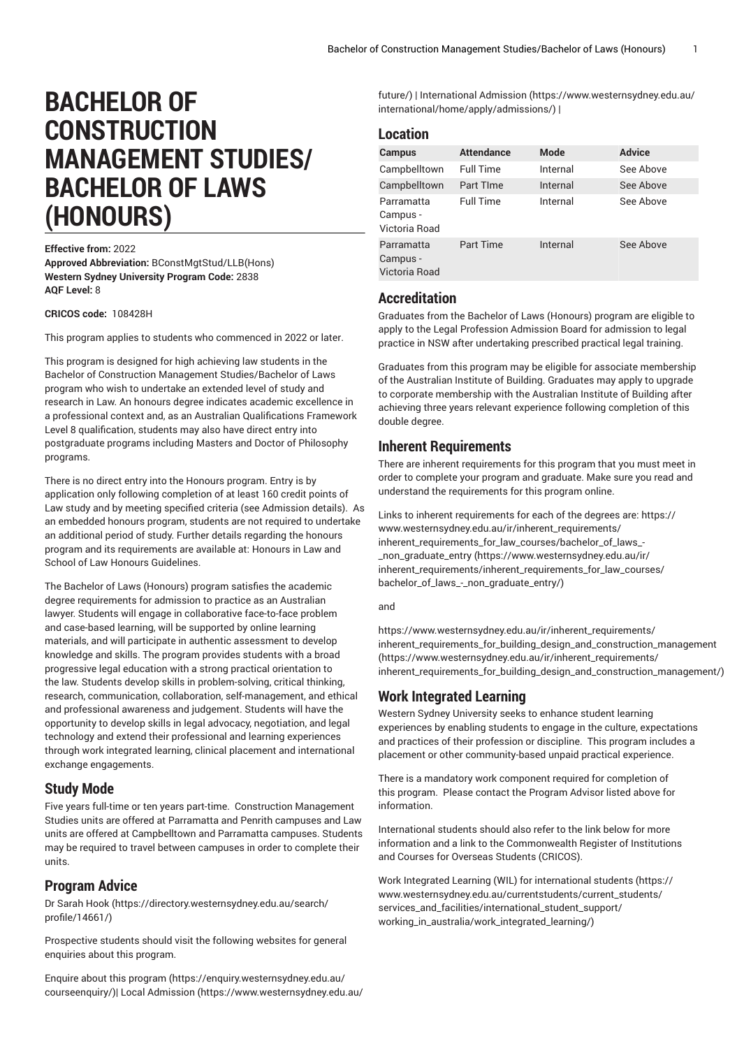# BACHELOR OF CONSTRUCTION MANAGEMENT STUDIES/ BACHELOR OF LAWS (HONOURS)

**Effective from:** 2022
**Approved Abbreviation:** BConstMgtStud/LLB(Hons)
**Western Sydney University Program Code:** 2838
**AQF Level:** 8

**CRICOS code:** 108428H

This program applies to students who commenced in 2022 or later.

This program is designed for high achieving law students in the Bachelor of Construction Management Studies/Bachelor of Laws program who wish to undertake an extended level of study and research in Law. An honours degree indicates academic excellence in a professional context and, as an Australian Qualifications Framework Level 8 qualification, students may also have direct entry into postgraduate programs including Masters and Doctor of Philosophy programs.

There is no direct entry into the Honours program. Entry is by application only following completion of at least 160 credit points of Law study and by meeting specified criteria (see Admission details). As an embedded honours program, students are not required to undertake an additional period of study. Further details regarding the honours program and its requirements are available at: Honours in Law and School of Law Honours Guidelines.

The Bachelor of Laws (Honours) program satisfies the academic degree requirements for admission to practice as an Australian lawyer. Students will engage in collaborative face-to-face problem and case-based learning, will be supported by online learning materials, and will participate in authentic assessment to develop knowledge and skills. The program provides students with a broad progressive legal education with a strong practical orientation to the law. Students develop skills in problem-solving, critical thinking, research, communication, collaboration, self-management, and ethical and professional awareness and judgement. Students will have the opportunity to develop skills in legal advocacy, negotiation, and legal technology and extend their professional and learning experiences through work integrated learning, clinical placement and international exchange engagements.

## Study Mode

Five years full-time or ten years part-time. Construction Management Studies units are offered at Parramatta and Penrith campuses and Law units are offered at Campbelltown and Parramatta campuses. Students may be required to travel between campuses in order to complete their units.

## Program Advice

Dr Sarah Hook (https://directory.westernsydney.edu.au/search/profile/14661/)

Prospective students should visit the following websites for general enquiries about this program.

Enquire about this program (https://enquiry.westernsydney.edu.au/courseenquiry/)| Local Admission (https://www.westernsydney.edu.au/future/) | International Admission (https://www.westernsydney.edu.au/international/home/apply/admissions/) |

## Location

| Campus | Attendance | Mode | Advice |
|---|---|---|---|
| Campbelltown | Full Time | Internal | See Above |
| Campbelltown | Part TIme | Internal | See Above |
| Parramatta Campus - Victoria Road | Full Time | Internal | See Above |
| Parramatta Campus - Victoria Road | Part Time | Internal | See Above |

## Accreditation

Graduates from the Bachelor of Laws (Honours) program are eligible to apply to the Legal Profession Admission Board for admission to legal practice in NSW after undertaking prescribed practical legal training.

Graduates from this program may be eligible for associate membership of the Australian Institute of Building. Graduates may apply to upgrade to corporate membership with the Australian Institute of Building after achieving three years relevant experience following completion of this double degree.

## Inherent Requirements

There are inherent requirements for this program that you must meet in order to complete your program and graduate. Make sure you read and understand the requirements for this program online.

Links to inherent requirements for each of the degrees are: https://www.westernsydney.edu.au/ir/inherent_requirements/inherent_requirements_for_law_courses/bachelor_of_laws_-_non_graduate_entry (https://www.westernsydney.edu.au/ir/inherent_requirements/inherent_requirements_for_law_courses/bachelor_of_laws_-_non_graduate_entry/)

and

https://www.westernsydney.edu.au/ir/inherent_requirements/inherent_requirements_for_building_design_and_construction_management (https://www.westernsydney.edu.au/ir/inherent_requirements/inherent_requirements_for_building_design_and_construction_management/)

## Work Integrated Learning

Western Sydney University seeks to enhance student learning experiences by enabling students to engage in the culture, expectations and practices of their profession or discipline. This program includes a placement or other community-based unpaid practical experience.

There is a mandatory work component required for completion of this program. Please contact the Program Advisor listed above for information.

International students should also refer to the link below for more information and a link to the Commonwealth Register of Institutions and Courses for Overseas Students (CRICOS).

Work Integrated Learning (WIL) for international students (https://www.westernsydney.edu.au/currentstudents/current_students/services_and_facilities/international_student_support/working_in_australia/work_integrated_learning/)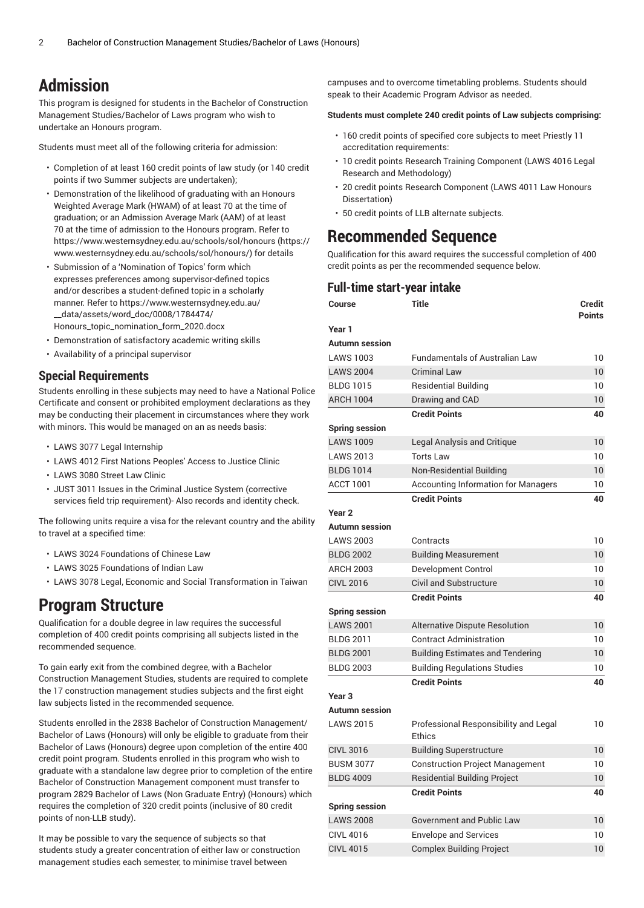# Admission

This program is designed for students in the Bachelor of Construction Management Studies/Bachelor of Laws program who wish to undertake an Honours program.

Students must meet all of the following criteria for admission:

- Completion of at least 160 credit points of law study (or 140 credit points if two Summer subjects are undertaken);
- Demonstration of the likelihood of graduating with an Honours Weighted Average Mark (HWAM) of at least 70 at the time of graduation; or an Admission Average Mark (AAM) of at least 70 at the time of admission to the Honours program. Refer to https://www.westernsydney.edu.au/schools/sol/honours (https://www.westernsydney.edu.au/schools/sol/honours/) for details
- Submission of a 'Nomination of Topics' form which expresses preferences among supervisor-defined topics and/or describes a student-defined topic in a scholarly manner. Refer to https://www.westernsydney.edu.au/__data/assets/word_doc/0008/1784474/Honours_topic_nomination_form_2020.docx
- Demonstration of satisfactory academic writing skills
- Availability of a principal supervisor

## Special Requirements

Students enrolling in these subjects may need to have a National Police Certificate and consent or prohibited employment declarations as they may be conducting their placement in circumstances where they work with minors. This would be managed on an as needs basis:

- LAWS 3077 Legal Internship
- LAWS 4012 First Nations Peoples' Access to Justice Clinic
- LAWS 3080 Street Law Clinic
- JUST 3011 Issues in the Criminal Justice System (corrective services field trip requirement)- Also records and identity check.

The following units require a visa for the relevant country and the ability to travel at a specified time:

- LAWS 3024 Foundations of Chinese Law
- LAWS 3025 Foundations of Indian Law
- LAWS 3078 Legal, Economic and Social Transformation in Taiwan

# Program Structure

Qualification for a double degree in law requires the successful completion of 400 credit points comprising all subjects listed in the recommended sequence.

To gain early exit from the combined degree, with a Bachelor Construction Management Studies, students are required to complete the 17 construction management studies subjects and the first eight law subjects listed in the recommended sequence.

Students enrolled in the 2838 Bachelor of Construction Management/Bachelor of Laws (Honours) will only be eligible to graduate from their Bachelor of Laws (Honours) degree upon completion of the entire 400 credit point program. Students enrolled in this program who wish to graduate with a standalone law degree prior to completion of the entire Bachelor of Construction Management component must transfer to program 2829 Bachelor of Laws (Non Graduate Entry) (Honours) which requires the completion of 320 credit points (inclusive of 80 credit points of non-LLB study).

It may be possible to vary the sequence of subjects so that students study a greater concentration of either law or construction management studies each semester, to minimise travel between campuses and to overcome timetabling problems. Students should speak to their Academic Program Advisor as needed.

**Students must complete 240 credit points of Law subjects comprising:**

- 160 credit points of specified core subjects to meet Priestly 11 accreditation requirements:
- 10 credit points Research Training Component (LAWS 4016 Legal Research and Methodology)
- 20 credit points Research Component (LAWS 4011 Law Honours Dissertation)
- 50 credit points of LLB alternate subjects.

# Recommended Sequence

Qualification for this award requires the successful completion of 400 credit points as per the recommended sequence below.

## Full-time start-year intake

| Course | Title | Credit Points |
|---|---|---|
| **Year 1** | | |
| **Autumn session** | | |
| LAWS 1003 | Fundamentals of Australian Law | 10 |
| LAWS 2004 | Criminal Law | 10 |
| BLDG 1015 | Residential Building | 10 |
| ARCH 1004 | Drawing and CAD | 10 |
| | **Credit Points** | **40** |
| **Spring session** | | |
| LAWS 1009 | Legal Analysis and Critique | 10 |
| LAWS 2013 | Torts Law | 10 |
| BLDG 1014 | Non-Residential Building | 10 |
| ACCT 1001 | Accounting Information for Managers | 10 |
| | **Credit Points** | **40** |
| **Year 2** | | |
| **Autumn session** | | |
| LAWS 2003 | Contracts | 10 |
| BLDG 2002 | Building Measurement | 10 |
| ARCH 2003 | Development Control | 10 |
| CIVL 2016 | Civil and Substructure | 10 |
| | **Credit Points** | **40** |
| **Spring session** | | |
| LAWS 2001 | Alternative Dispute Resolution | 10 |
| BLDG 2011 | Contract Administration | 10 |
| BLDG 2001 | Building Estimates and Tendering | 10 |
| BLDG 2003 | Building Regulations Studies | 10 |
| | **Credit Points** | **40** |
| **Year 3** | | |
| **Autumn session** | | |
| LAWS 2015 | Professional Responsibility and Legal Ethics | 10 |
| CIVL 3016 | Building Superstructure | 10 |
| BUSM 3077 | Construction Project Management | 10 |
| BLDG 4009 | Residential Building Project | 10 |
| | **Credit Points** | **40** |
| **Spring session** | | |
| LAWS 2008 | Government and Public Law | 10 |
| CIVL 4016 | Envelope and Services | 10 |
| CIVL 4015 | Complex Building Project | 10 |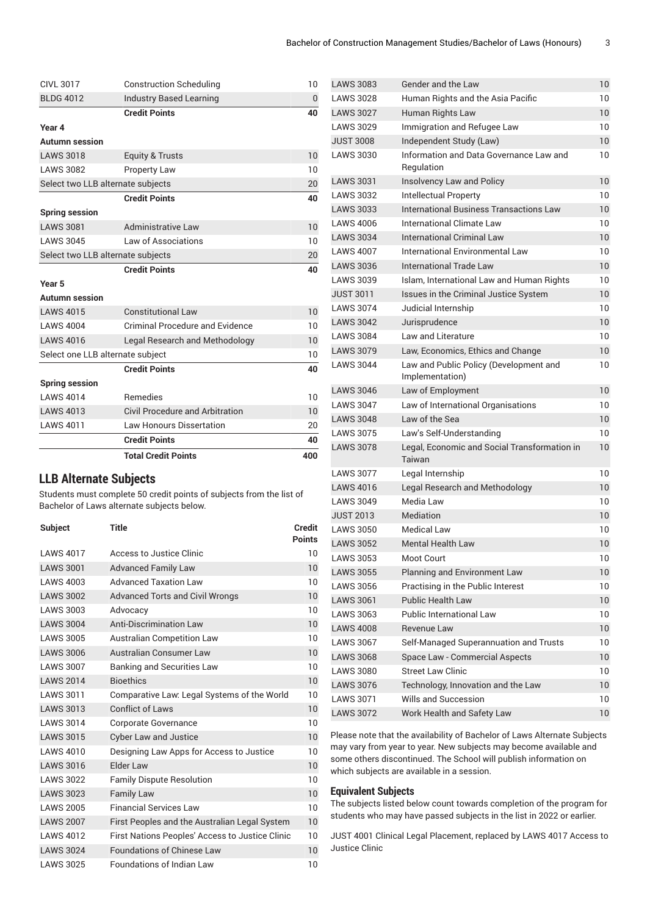| | | |
|---|---|---|
| CIVL 3017 | Construction Scheduling | 10 |
| BLDG 4012 | Industry Based Learning | 0 |
| | **Credit Points** | **40** |
| **Year 4** | | |
| **Autumn session** | | |
| LAWS 3018 | Equity & Trusts | 10 |
| LAWS 3082 | Property Law | 10 |
| Select two LLB alternate subjects | | 20 |
| | **Credit Points** | **40** |
| **Spring session** | | |
| LAWS 3081 | Administrative Law | 10 |
| LAWS 3045 | Law of Associations | 10 |
| Select two LLB alternate subjects | | 20 |
| | **Credit Points** | **40** |
| **Year 5** | | |
| **Autumn session** | | |
| LAWS 4015 | Constitutional Law | 10 |
| LAWS 4004 | Criminal Procedure and Evidence | 10 |
| LAWS 4016 | Legal Research and Methodology | 10 |
| Select one LLB alternate subject | | 10 |
| | **Credit Points** | **40** |
| **Spring session** | | |
| LAWS 4014 | Remedies | 10 |
| LAWS 4013 | Civil Procedure and Arbitration | 10 |
| LAWS 4011 | Law Honours Dissertation | 20 |
| | **Credit Points** | **40** |
| | **Total Credit Points** | **400** |

## LLB Alternate Subjects

Students must complete 50 credit points of subjects from the list of Bachelor of Laws alternate subjects below.

| Subject | Title | Credit Points |
|---|---|---|
| LAWS 4017 | Access to Justice Clinic | 10 |
| LAWS 3001 | Advanced Family Law | 10 |
| LAWS 4003 | Advanced Taxation Law | 10 |
| LAWS 3002 | Advanced Torts and Civil Wrongs | 10 |
| LAWS 3003 | Advocacy | 10 |
| LAWS 3004 | Anti-Discrimination Law | 10 |
| LAWS 3005 | Australian Competition Law | 10 |
| LAWS 3006 | Australian Consumer Law | 10 |
| LAWS 3007 | Banking and Securities Law | 10 |
| LAWS 2014 | Bioethics | 10 |
| LAWS 3011 | Comparative Law: Legal Systems of the World | 10 |
| LAWS 3013 | Conflict of Laws | 10 |
| LAWS 3014 | Corporate Governance | 10 |
| LAWS 3015 | Cyber Law and Justice | 10 |
| LAWS 4010 | Designing Law Apps for Access to Justice | 10 |
| LAWS 3016 | Elder Law | 10 |
| LAWS 3022 | Family Dispute Resolution | 10 |
| LAWS 3023 | Family Law | 10 |
| LAWS 2005 | Financial Services Law | 10 |
| LAWS 2007 | First Peoples and the Australian Legal System | 10 |
| LAWS 4012 | First Nations Peoples' Access to Justice Clinic | 10 |
| LAWS 3024 | Foundations of Chinese Law | 10 |
| LAWS 3025 | Foundations of Indian Law | 10 |
| LAWS 3083 | Gender and the Law | 10 |
| LAWS 3028 | Human Rights and the Asia Pacific | 10 |
| LAWS 3027 | Human Rights Law | 10 |
| LAWS 3029 | Immigration and Refugee Law | 10 |
| JUST 3008 | Independent Study (Law) | 10 |
| LAWS 3030 | Information and Data Governance Law and Regulation | 10 |
| LAWS 3031 | Insolvency Law and Policy | 10 |
| LAWS 3032 | Intellectual Property | 10 |
| LAWS 3033 | International Business Transactions Law | 10 |
| LAWS 4006 | International Climate Law | 10 |
| LAWS 3034 | International Criminal Law | 10 |
| LAWS 4007 | International Environmental Law | 10 |
| LAWS 3036 | International Trade Law | 10 |
| LAWS 3039 | Islam, International Law and Human Rights | 10 |
| JUST 3011 | Issues in the Criminal Justice System | 10 |
| LAWS 3074 | Judicial Internship | 10 |
| LAWS 3042 | Jurisprudence | 10 |
| LAWS 3084 | Law and Literature | 10 |
| LAWS 3079 | Law, Economics, Ethics and Change | 10 |
| LAWS 3044 | Law and Public Policy (Development and Implementation) | 10 |
| LAWS 3046 | Law of Employment | 10 |
| LAWS 3047 | Law of International Organisations | 10 |
| LAWS 3048 | Law of the Sea | 10 |
| LAWS 3075 | Law's Self-Understanding | 10 |
| LAWS 3078 | Legal, Economic and Social Transformation in Taiwan | 10 |
| LAWS 3077 | Legal Internship | 10 |
| LAWS 4016 | Legal Research and Methodology | 10 |
| LAWS 3049 | Media Law | 10 |
| JUST 2013 | Mediation | 10 |
| LAWS 3050 | Medical Law | 10 |
| LAWS 3052 | Mental Health Law | 10 |
| LAWS 3053 | Moot Court | 10 |
| LAWS 3055 | Planning and Environment Law | 10 |
| LAWS 3056 | Practising in the Public Interest | 10 |
| LAWS 3061 | Public Health Law | 10 |
| LAWS 3063 | Public International Law | 10 |
| LAWS 4008 | Revenue Law | 10 |
| LAWS 3067 | Self-Managed Superannuation and Trusts | 10 |
| LAWS 3068 | Space Law - Commercial Aspects | 10 |
| LAWS 3080 | Street Law Clinic | 10 |
| LAWS 3076 | Technology, Innovation and the Law | 10 |
| LAWS 3071 | Wills and Succession | 10 |
| LAWS 3072 | Work Health and Safety Law | 10 |

Please note that the availability of Bachelor of Laws Alternate Subjects may vary from year to year. New subjects may become available and some others discontinued. The School will publish information on which subjects are available in a session.

### Equivalent Subjects

The subjects listed below count towards completion of the program for students who may have passed subjects in the list in 2022 or earlier.

JUST 4001 Clinical Legal Placement, replaced by LAWS 4017 Access to Justice Clinic